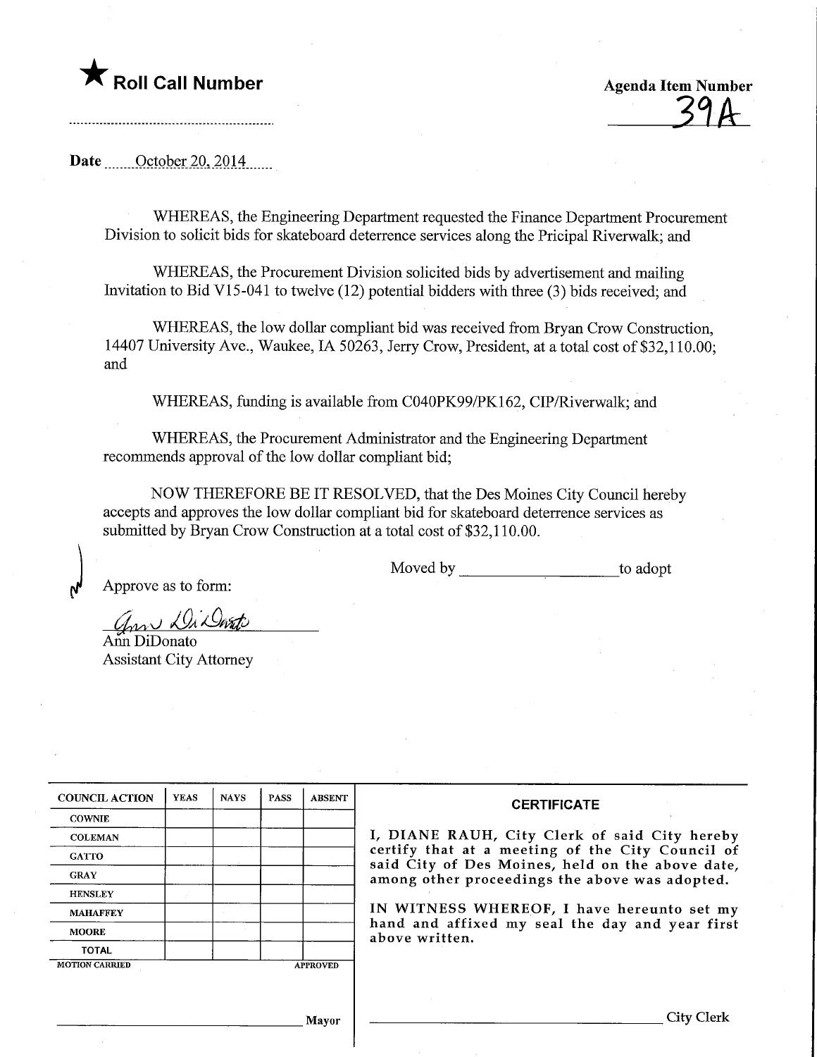★ **Roll Call Number**

**Agenda Item Number**
39A

Date October 20, 2014

WHEREAS, the Engineering Department requested the Finance Department Procurement Division to solicit bids for skateboard deterrence services along the Pricipal Riverwalk; and

WHEREAS, the Procurement Division solicited bids by advertisement and mailing Invitation to Bid V15-041 to twelve (12) potential bidders with three (3) bids received; and

WHEREAS, the low dollar compliant bid was received from Bryan Crow Construction, 14407 University Ave., Waukee, IA 50263, Jerry Crow, President, at a total cost of $32,110.00; and

WHEREAS, funding is available from C040PK99/PK162, CIP/Riverwalk; and

WHEREAS, the Procurement Administrator and the Engineering Department recommends approval of the low dollar compliant bid;

NOW THEREFORE BE IT RESOLVED, that the Des Moines City Council hereby accepts and approves the low dollar compliant bid for skateboard deterrence services as submitted by Bryan Crow Construction at a total cost of $32,110.00.

Moved by ____________________ to adopt

Approve as to form:

Ann DiDonato
Assistant City Attorney

| COUNCIL ACTION | YEAS | NAYS | PASS | ABSENT |
|---|---|---|---|---|
| COWNIE | | | | |
| COLEMAN | | | | |
| GATTO | | | | |
| GRAY | | | | |
| HENSLEY | | | | |
| MAHAFFEY | | | | |
| MOORE | | | | |
| TOTAL | | | | |

MOTION CARRIED APPROVED

______________________________ Mayor

**CERTIFICATE**

I, DIANE RAUH, City Clerk of said City hereby certify that at a meeting of the City Council of said City of Des Moines, held on the above date, among other proceedings the above was adopted.

IN WITNESS WHEREOF, I have hereunto set my hand and affixed my seal the day and year first above written.

______________________________ City Clerk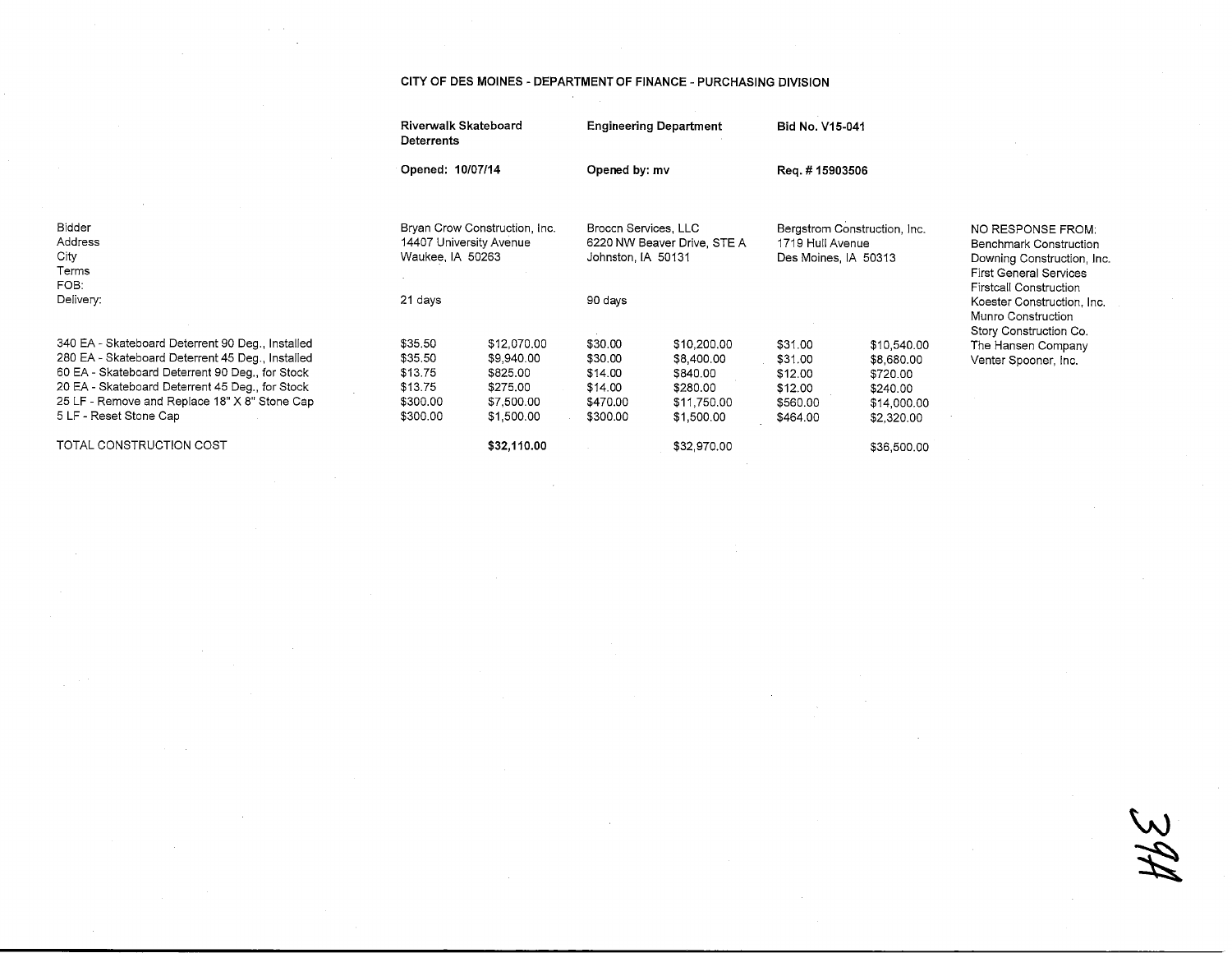# CITY OF DES MOINES - DEPARTMENT OF FINANCE - PURCHASING DIVISION

**Riverwalk Skateboard Deterrents** | **Engineering Department** | **Bid No. V15-041**

**Opened: 10/07/14** | **Opened by: mv** | **Req. # 15903506**

| | | | | | | |
|---|---|---|---|---|---|---|
| Bidder | Bryan Crow Construction, Inc. | | Broccn Services, LLC | | Bergstrom Construction, Inc. | |
| Address | 14407 University Avenue | | 6220 NW Beaver Drive, STE A | | 1719 Hull Avenue | |
| City | Waukee, IA 50263 | | Johnston, IA 50131 | | Des Moines, IA 50313 | |
| Terms | | | | | | |
| FOB: | | | | | | |
| Delivery: | 21 days | | 90 days | | | |
| 340 EA - Skateboard Deterrent 90 Deg., Installed | $35.50 | $12,070.00 | $30.00 | $10,200.00 | $31.00 | $10,540.00 |
| 280 EA - Skateboard Deterrent 45 Deg., Installed | $35.50 | $9,940.00 | $30.00 | $8,400.00 | $31.00 | $8,680.00 |
| 60 EA - Skateboard Deterrent 90 Deg., for Stock | $13.75 | $825.00 | $14.00 | $840.00 | $12.00 | $720.00 |
| 20 EA - Skateboard Deterrent 45 Deg., for Stock | $13.75 | $275.00 | $14.00 | $280.00 | $12.00 | $240.00 |
| 25 LF - Remove and Replace 18" X 8" Stone Cap | $300.00 | $7,500.00 | $470.00 | $11,750.00 | $560.00 | $14,000.00 |
| 5 LF - Reset Stone Cap | $300.00 | $1,500.00 | $300.00 | $1,500.00 | $464.00 | $2,320.00 |
| TOTAL CONSTRUCTION COST | | **$32,110.00** | | $32,970.00 | | $36,500.00 |

NO RESPONSE FROM:
Benchmark Construction
Downing Construction, Inc.
First General Services
Firstcall Construction
Koester Construction, Inc.
Munro Construction
Story Construction Co.
The Hansen Company
Venter Spooner, Inc.